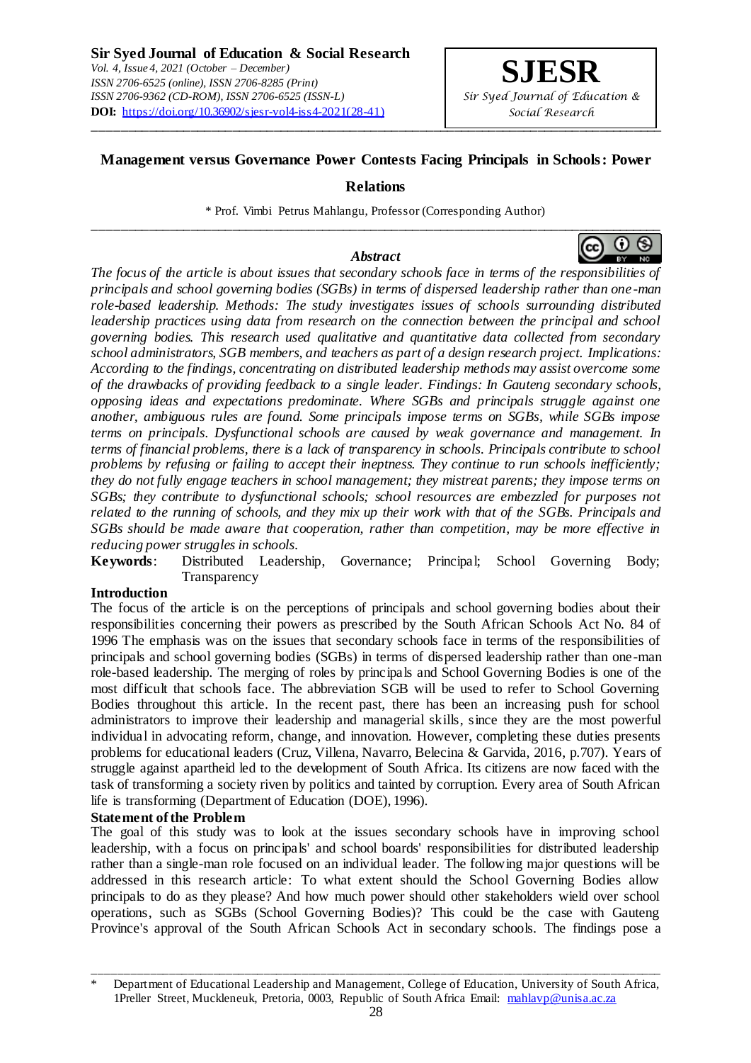**Sir Syed Journal of Education & Social Research**
*Vol. 4, Issue 4, 2021 (October – December)*
*ISSN 2706-6525 (online), ISSN 2706-8285 (Print)*
*ISSN 2706-9362 (CD-ROM), ISSN 2706-6525 (ISSN-L)*
**DOI:** https://doi.org/10.36902/sjesr-vol4-iss4-2021(28-41)

**SJESR**
*Sir Syed Journal of Education & Social Research*

# Management versus Governance Power Contests Facing Principals in Schools: Power Relations

\* Prof. Vimbi Petrus Mahlangu, Professor (Corresponding Author)

### *Abstract*

*The focus of the article is about issues that secondary schools face in terms of the responsibilities of principals and school governing bodies (SGBs) in terms of dispersed leadership rather than one-man role-based leadership. Methods: The study investigates issues of schools surrounding distributed leadership practices using data from research on the connection between the principal and school governing bodies. This research used qualitative and quantitative data collected from secondary school administrators, SGB members, and teachers as part of a design research project. Implications: According to the findings, concentrating on distributed leadership methods may assist overcome some of the drawbacks of providing feedback to a single leader. Findings: In Gauteng secondary schools, opposing ideas and expectations predominate. Where SGBs and principals struggle against one another, ambiguous rules are found. Some principals impose terms on SGBs, while SGBs impose terms on principals. Dysfunctional schools are caused by weak governance and management. In terms of financial problems, there is a lack of transparency in schools. Principals contribute to school problems by refusing or failing to accept their ineptness. They continue to run schools inefficiently; they do not fully engage teachers in school management; they mistreat parents; they impose terms on SGBs; they contribute to dysfunctional schools; school resources are embezzled for purposes not related to the running of schools, and they mix up their work with that of the SGBs. Principals and SGBs should be made aware that cooperation, rather than competition, may be more effective in reducing power struggles in schools.*

**Keywords**: Distributed Leadership, Governance; Principal; School Governing Body; Transparency

## Introduction

The focus of the article is on the perceptions of principals and school governing bodies about their responsibilities concerning their powers as prescribed by the South African Schools Act No. 84 of 1996 The emphasis was on the issues that secondary schools face in terms of the responsibilities of principals and school governing bodies (SGBs) in terms of dispersed leadership rather than one-man role-based leadership. The merging of roles by principals and School Governing Bodies is one of the most difficult that schools face. The abbreviation SGB will be used to refer to School Governing Bodies throughout this article. In the recent past, there has been an increasing push for school administrators to improve their leadership and managerial skills, since they are the most powerful individual in advocating reform, change, and innovation. However, completing these duties presents problems for educational leaders (Cruz, Villena, Navarro, Belecina & Garvida, 2016, p.707). Years of struggle against apartheid led to the development of South Africa. Its citizens are now faced with the task of transforming a society riven by politics and tainted by corruption. Every area of South African life is transforming (Department of Education (DOE), 1996).

## Statement of the Problem

The goal of this study was to look at the issues secondary schools have in improving school leadership, with a focus on principals' and school boards' responsibilities for distributed leadership rather than a single-man role focused on an individual leader. The following major questions will be addressed in this research article: To what extent should the School Governing Bodies allow principals to do as they please? And how much power should other stakeholders wield over school operations, such as SGBs (School Governing Bodies)? This could be the case with Gauteng Province's approval of the South African Schools Act in secondary schools. The findings pose a

\* Department of Educational Leadership and Management, College of Education, University of South Africa, 1Preller Street, Muckleneuk, Pretoria, 0003, Republic of South Africa Email: mahlavp@unisa.ac.za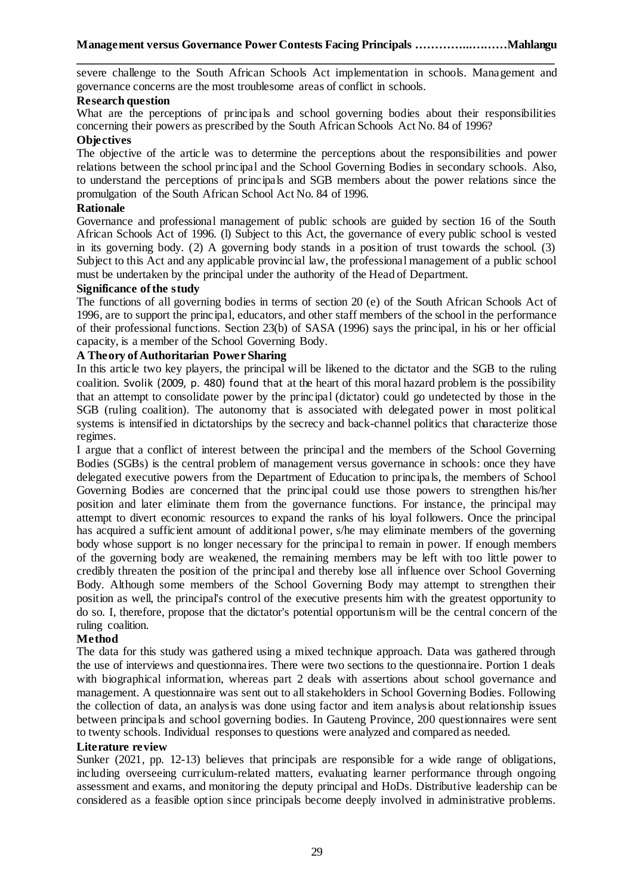severe challenge to the South African Schools Act implementation in schools. Management and governance concerns are the most troublesome areas of conflict in schools.

**Research question**

What are the perceptions of principals and school governing bodies about their responsibilities concerning their powers as prescribed by the South African Schools Act No. 84 of 1996?

**Objectives**

The objective of the article was to determine the perceptions about the responsibilities and power relations between the school principal and the School Governing Bodies in secondary schools. Also, to understand the perceptions of principals and SGB members about the power relations since the promulgation of the South African School Act No. 84 of 1996.

**Rationale**

Governance and professional management of public schools are guided by section 16 of the South African Schools Act of 1996. (l) Subject to this Act, the governance of every public school is vested in its governing body. (2) A governing body stands in a position of trust towards the school. (3) Subject to this Act and any applicable provincial law, the professional management of a public school must be undertaken by the principal under the authority of the Head of Department.

**Significance of the study**

The functions of all governing bodies in terms of section 20 (e) of the South African Schools Act of 1996, are to support the principal, educators, and other staff members of the school in the performance of their professional functions. Section 23(b) of SASA (1996) says the principal, in his or her official capacity, is a member of the School Governing Body.

**A Theory of Authoritarian Power Sharing**

In this article two key players, the principal will be likened to the dictator and the SGB to the ruling coalition. Svolik (2009, p. 480) found that at the heart of this moral hazard problem is the possibility that an attempt to consolidate power by the principal (dictator) could go undetected by those in the SGB (ruling coalition). The autonomy that is associated with delegated power in most political systems is intensified in dictatorships by the secrecy and back-channel politics that characterize those regimes.

I argue that a conflict of interest between the principal and the members of the School Governing Bodies (SGBs) is the central problem of management versus governance in schools: once they have delegated executive powers from the Department of Education to principals, the members of School Governing Bodies are concerned that the principal could use those powers to strengthen his/her position and later eliminate them from the governance functions. For instance, the principal may attempt to divert economic resources to expand the ranks of his loyal followers. Once the principal has acquired a sufficient amount of additional power, s/he may eliminate members of the governing body whose support is no longer necessary for the principal to remain in power. If enough members of the governing body are weakened, the remaining members may be left with too little power to credibly threaten the position of the principal and thereby lose all influence over School Governing Body. Although some members of the School Governing Body may attempt to strengthen their position as well, the principal's control of the executive presents him with the greatest opportunity to do so. I, therefore, propose that the dictator's potential opportunism will be the central concern of the ruling coalition.

**Method**

The data for this study was gathered using a mixed technique approach. Data was gathered through the use of interviews and questionnaires. There were two sections to the questionnaire. Portion 1 deals with biographical information, whereas part 2 deals with assertions about school governance and management. A questionnaire was sent out to all stakeholders in School Governing Bodies. Following the collection of data, an analysis was done using factor and item analysis about relationship issues between principals and school governing bodies. In Gauteng Province, 200 questionnaires were sent to twenty schools. Individual responses to questions were analyzed and compared as needed.

**Literature review**

Sunker (2021, pp. 12-13) believes that principals are responsible for a wide range of obligations, including overseeing curriculum-related matters, evaluating learner performance through ongoing assessment and exams, and monitoring the deputy principal and HoDs. Distributive leadership can be considered as a feasible option since principals become deeply involved in administrative problems.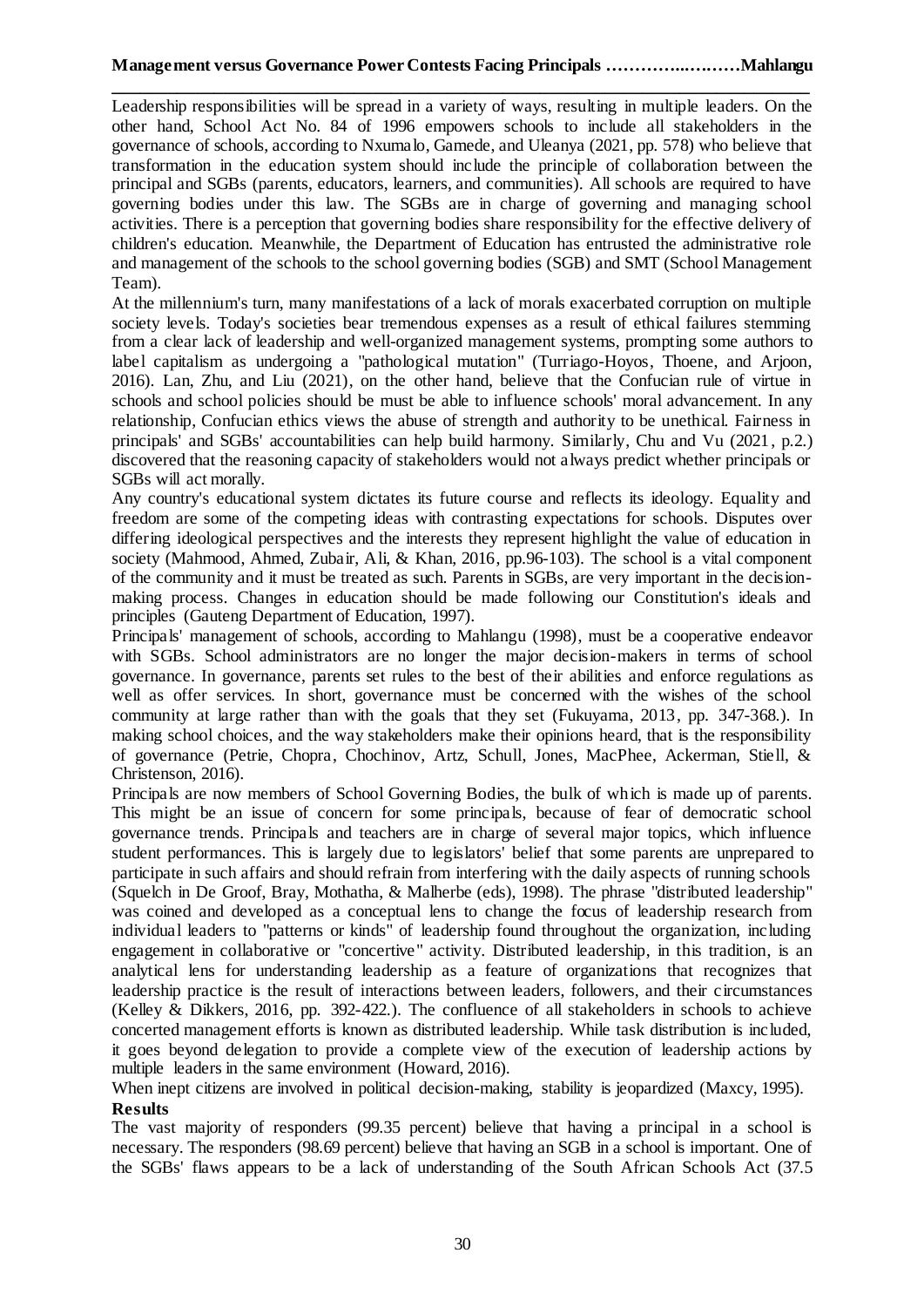Leadership responsibilities will be spread in a variety of ways, resulting in multiple leaders. On the other hand, School Act No. 84 of 1996 empowers schools to include all stakeholders in the governance of schools, according to Nxumalo, Gamede, and Uleanya (2021, pp. 578) who believe that transformation in the education system should include the principle of collaboration between the principal and SGBs (parents, educators, learners, and communities). All schools are required to have governing bodies under this law. The SGBs are in charge of governing and managing school activities. There is a perception that governing bodies share responsibility for the effective delivery of children's education. Meanwhile, the Department of Education has entrusted the administrative role and management of the schools to the school governing bodies (SGB) and SMT (School Management Team).

At the millennium's turn, many manifestations of a lack of morals exacerbated corruption on multiple society levels. Today's societies bear tremendous expenses as a result of ethical failures stemming from a clear lack of leadership and well-organized management systems, prompting some authors to label capitalism as undergoing a "pathological mutation" (Turriago-Hoyos, Thoene, and Arjoon, 2016). Lan, Zhu, and Liu (2021), on the other hand, believe that the Confucian rule of virtue in schools and school policies should be must be able to influence schools' moral advancement. In any relationship, Confucian ethics views the abuse of strength and authority to be unethical. Fairness in principals' and SGBs' accountabilities can help build harmony. Similarly, Chu and Vu (2021, p.2.) discovered that the reasoning capacity of stakeholders would not always predict whether principals or SGBs will act morally.

Any country's educational system dictates its future course and reflects its ideology. Equality and freedom are some of the competing ideas with contrasting expectations for schools. Disputes over differing ideological perspectives and the interests they represent highlight the value of education in society (Mahmood, Ahmed, Zubair, Ali, & Khan, 2016, pp.96-103). The school is a vital component of the community and it must be treated as such. Parents in SGBs, are very important in the decision-making process. Changes in education should be made following our Constitution's ideals and principles (Gauteng Department of Education, 1997).

Principals' management of schools, according to Mahlangu (1998), must be a cooperative endeavor with SGBs. School administrators are no longer the major decision-makers in terms of school governance. In governance, parents set rules to the best of their abilities and enforce regulations as well as offer services. In short, governance must be concerned with the wishes of the school community at large rather than with the goals that they set (Fukuyama, 2013, pp. 347-368.). In making school choices, and the way stakeholders make their opinions heard, that is the responsibility of governance (Petrie, Chopra, Chochinov, Artz, Schull, Jones, MacPhee, Ackerman, Stiell, & Christenson, 2016).

Principals are now members of School Governing Bodies, the bulk of which is made up of parents. This might be an issue of concern for some principals, because of fear of democratic school governance trends. Principals and teachers are in charge of several major topics, which influence student performances. This is largely due to legislators' belief that some parents are unprepared to participate in such affairs and should refrain from interfering with the daily aspects of running schools (Squelch in De Groof, Bray, Mothatha, & Malherbe (eds), 1998). The phrase "distributed leadership" was coined and developed as a conceptual lens to change the focus of leadership research from individual leaders to "patterns or kinds" of leadership found throughout the organization, including engagement in collaborative or "concertive" activity. Distributed leadership, in this tradition, is an analytical lens for understanding leadership as a feature of organizations that recognizes that leadership practice is the result of interactions between leaders, followers, and their circumstances (Kelley & Dikkers, 2016, pp. 392-422.). The confluence of all stakeholders in schools to achieve concerted management efforts is known as distributed leadership. While task distribution is included, it goes beyond delegation to provide a complete view of the execution of leadership actions by multiple leaders in the same environment (Howard, 2016).

When inept citizens are involved in political decision-making, stability is jeopardized (Maxcy, 1995).

**Results**

The vast majority of responders (99.35 percent) believe that having a principal in a school is necessary. The responders (98.69 percent) believe that having an SGB in a school is important. One of the SGBs' flaws appears to be a lack of understanding of the South African Schools Act (37.5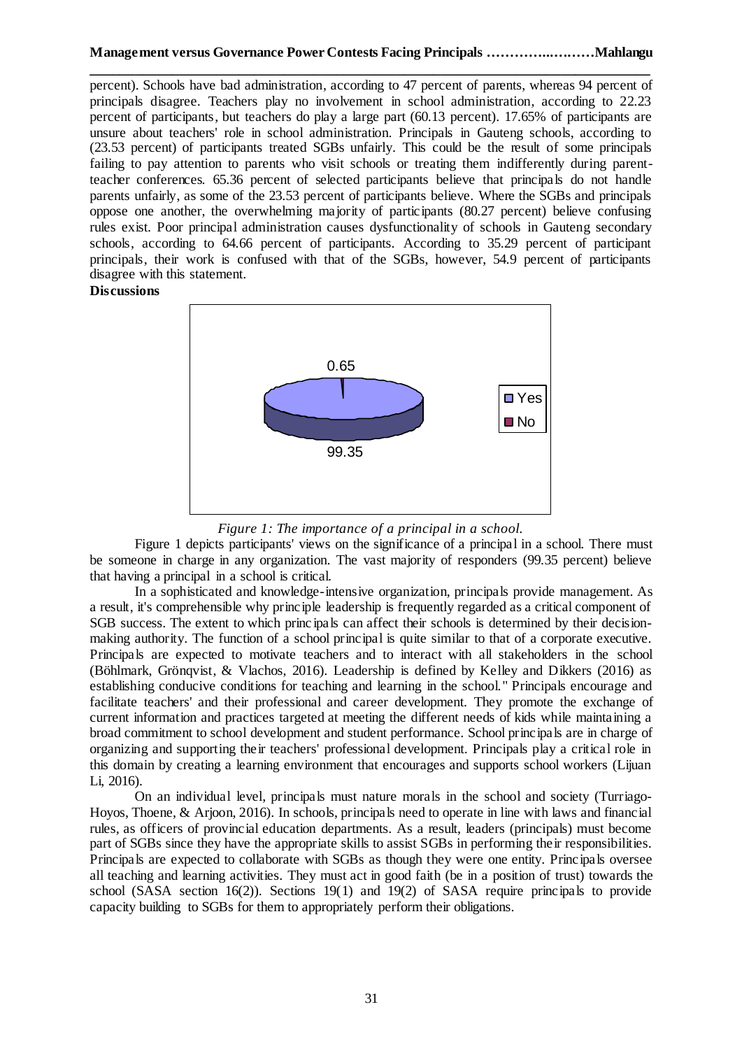percent). Schools have bad administration, according to 47 percent of parents, whereas 94 percent of principals disagree. Teachers play no involvement in school administration, according to 22.23 percent of participants, but teachers do play a large part (60.13 percent). 17.65% of participants are unsure about teachers' role in school administration. Principals in Gauteng schools, according to (23.53 percent) of participants treated SGBs unfairly. This could be the result of some principals failing to pay attention to parents who visit schools or treating them indifferently during parent-teacher conferences. 65.36 percent of selected participants believe that principals do not handle parents unfairly, as some of the 23.53 percent of participants believe. Where the SGBs and principals oppose one another, the overwhelming majority of participants (80.27 percent) believe confusing rules exist. Poor principal administration causes dysfunctionality of schools in Gauteng secondary schools, according to 64.66 percent of participants. According to 35.29 percent of participant principals, their work is confused with that of the SGBs, however, 54.9 percent of participants disagree with this statement.

**Discussions**

*Figure 1: The importance of a principal in a school.*

Figure 1 depicts participants' views on the significance of a principal in a school. There must be someone in charge in any organization. The vast majority of responders (99.35 percent) believe that having a principal in a school is critical.

In a sophisticated and knowledge-intensive organization, principals provide management. As a result, it's comprehensible why principle leadership is frequently regarded as a critical component of SGB success. The extent to which principals can affect their schools is determined by their decision-making authority. The function of a school principal is quite similar to that of a corporate executive. Principals are expected to motivate teachers and to interact with all stakeholders in the school (Böhlmark, Grönqvist, & Vlachos, 2016). Leadership is defined by Kelley and Dikkers (2016) as establishing conducive conditions for teaching and learning in the school." Principals encourage and facilitate teachers' and their professional and career development. They promote the exchange of current information and practices targeted at meeting the different needs of kids while maintaining a broad commitment to school development and student performance. School principals are in charge of organizing and supporting their teachers' professional development. Principals play a critical role in this domain by creating a learning environment that encourages and supports school workers (Lijuan Li, 2016).

On an individual level, principals must nature morals in the school and society (Turriago-Hoyos, Thoene, & Arjoon, 2016). In schools, principals need to operate in line with laws and financial rules, as officers of provincial education departments. As a result, leaders (principals) must become part of SGBs since they have the appropriate skills to assist SGBs in performing their responsibilities. Principals are expected to collaborate with SGBs as though they were one entity. Principals oversee all teaching and learning activities. They must act in good faith (be in a position of trust) towards the school (SASA section 16(2)). Sections 19(1) and 19(2) of SASA require principals to provide capacity building to SGBs for them to appropriately perform their obligations.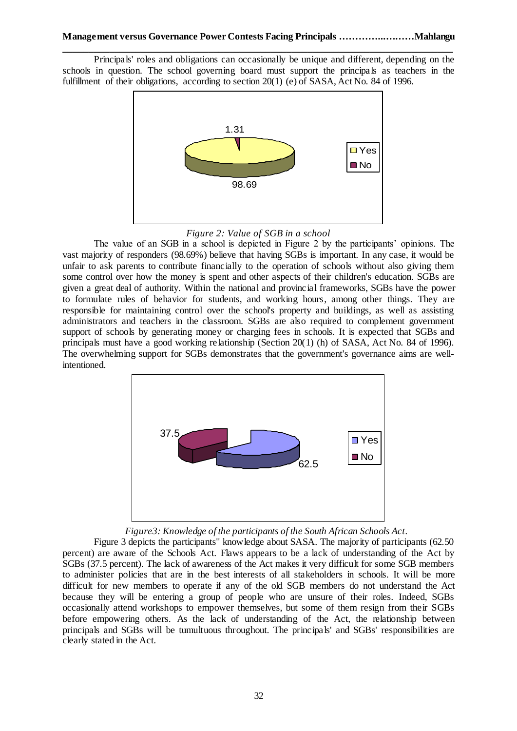Principals' roles and obligations can occasionally be unique and different, depending on the schools in question. The school governing board must support the principals as teachers in the fulfillment of their obligations, according to section 20(1) (e) of SASA, Act No. 84 of 1996.

*Figure 2: Value of SGB in a school*

The value of an SGB in a school is depicted in Figure 2 by the participants' opinions. The vast majority of responders (98.69%) believe that having SGBs is important. In any case, it would be unfair to ask parents to contribute financially to the operation of schools without also giving them some control over how the money is spent and other aspects of their children's education. SGBs are given a great deal of authority. Within the national and provincial frameworks, SGBs have the power to formulate rules of behavior for students, and working hours, among other things. They are responsible for maintaining control over the school's property and buildings, as well as assisting administrators and teachers in the classroom. SGBs are also required to complement government support of schools by generating money or charging fees in schools. It is expected that SGBs and principals must have a good working relationship (Section 20(1) (h) of SASA, Act No. 84 of 1996). The overwhelming support for SGBs demonstrates that the government's governance aims are well-intentioned.

*Figure3: Knowledge of the participants of the South African Schools Act.*

Figure 3 depicts the participants" knowledge about SASA. The majority of participants (62.50 percent) are aware of the Schools Act. Flaws appears to be a lack of understanding of the Act by SGBs (37.5 percent). The lack of awareness of the Act makes it very difficult for some SGB members to administer policies that are in the best interests of all stakeholders in schools. It will be more difficult for new members to operate if any of the old SGB members do not understand the Act because they will be entering a group of people who are unsure of their roles. Indeed, SGBs occasionally attend workshops to empower themselves, but some of them resign from their SGBs before empowering others. As the lack of understanding of the Act, the relationship between principals and SGBs will be tumultuous throughout. The principals' and SGBs' responsibilities are clearly stated in the Act.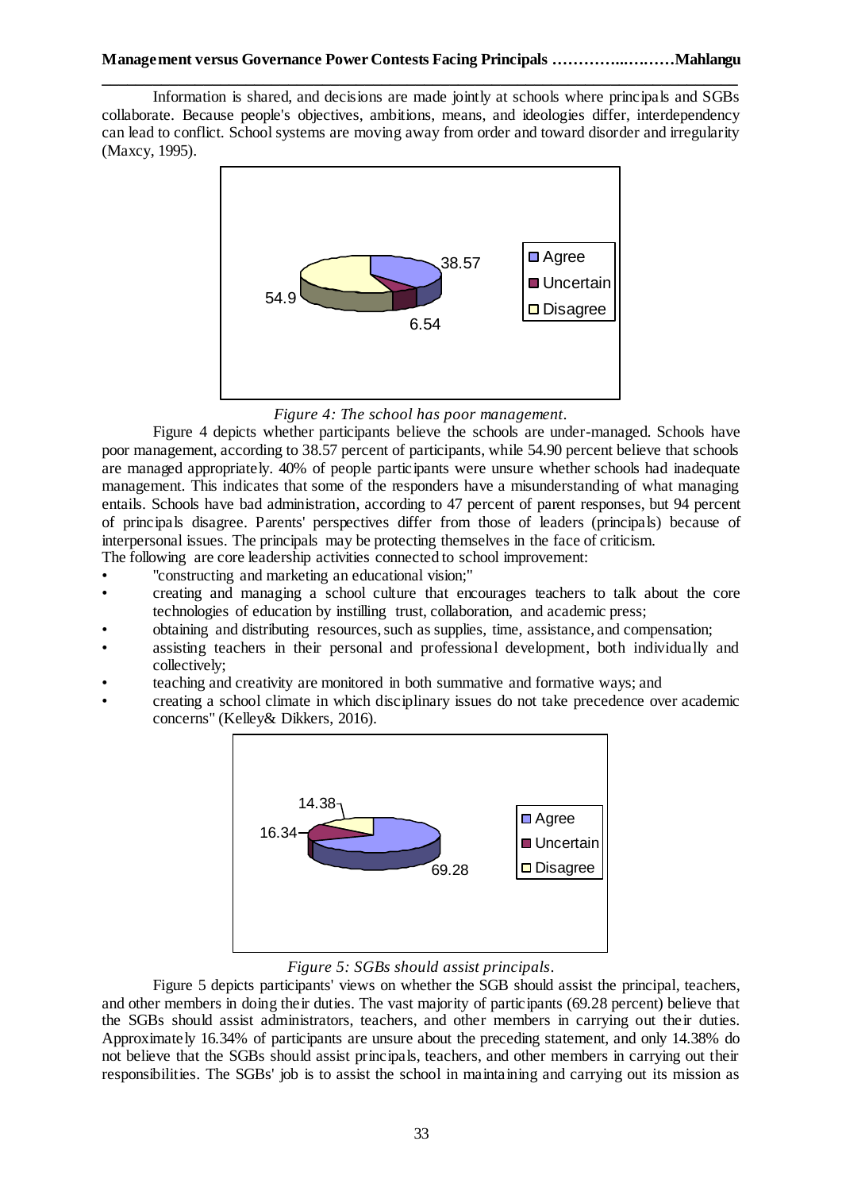Information is shared, and decisions are made jointly at schools where principals and SGBs collaborate. Because people's objectives, ambitions, means, and ideologies differ, interdependency can lead to conflict. School systems are moving away from order and toward disorder and irregularity (Maxcy, 1995).

*Figure 4: The school has poor management.*

Figure 4 depicts whether participants believe the schools are under-managed. Schools have poor management, according to 38.57 percent of participants, while 54.90 percent believe that schools are managed appropriately. 40% of people participants were unsure whether schools had inadequate management. This indicates that some of the responders have a misunderstanding of what managing entails. Schools have bad administration, according to 47 percent of parent responses, but 94 percent of principals disagree. Parents' perspectives differ from those of leaders (principals) because of interpersonal issues. The principals may be protecting themselves in the face of criticism.

The following are core leadership activities connected to school improvement:

- "constructing and marketing an educational vision;"
- creating and managing a school culture that encourages teachers to talk about the core technologies of education by instilling trust, collaboration, and academic press;
- obtaining and distributing resources, such as supplies, time, assistance, and compensation;
- assisting teachers in their personal and professional development, both individually and collectively;
- teaching and creativity are monitored in both summative and formative ways; and
- creating a school climate in which disciplinary issues do not take precedence over academic concerns" (Kelley& Dikkers, 2016).

*Figure 5: SGBs should assist principals.*

Figure 5 depicts participants' views on whether the SGB should assist the principal, teachers, and other members in doing their duties. The vast majority of participants (69.28 percent) believe that the SGBs should assist administrators, teachers, and other members in carrying out their duties. Approximately 16.34% of participants are unsure about the preceding statement, and only 14.38% do not believe that the SGBs should assist principals, teachers, and other members in carrying out their responsibilities. The SGBs' job is to assist the school in maintaining and carrying out its mission as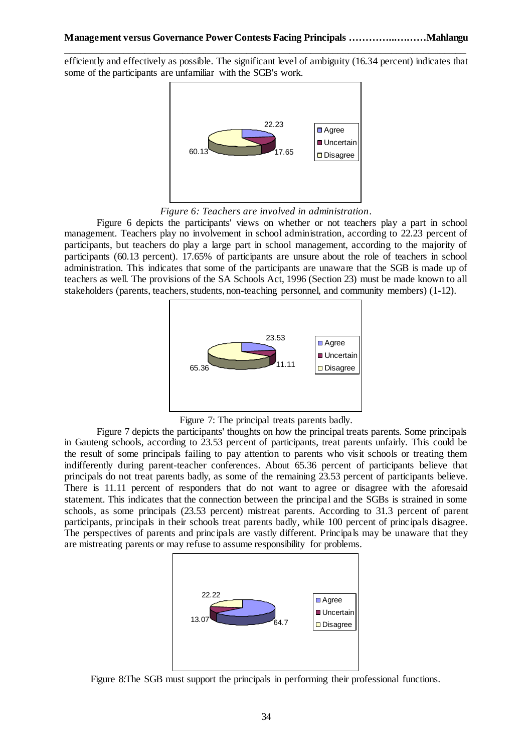efficiently and effectively as possible. The significant level of ambiguity (16.34 percent) indicates that some of the participants are unfamiliar with the SGB's work.

*Figure 6: Teachers are involved in administration.*

Figure 6 depicts the participants' views on whether or not teachers play a part in school management. Teachers play no involvement in school administration, according to 22.23 percent of participants, but teachers do play a large part in school management, according to the majority of participants (60.13 percent). 17.65% of participants are unsure about the role of teachers in school administration. This indicates that some of the participants are unaware that the SGB is made up of teachers as well. The provisions of the SA Schools Act, 1996 (Section 23) must be made known to all stakeholders (parents, teachers, students, non-teaching personnel, and community members) (1-12).

Figure 7: The principal treats parents badly.

Figure 7 depicts the participants' thoughts on how the principal treats parents. Some principals in Gauteng schools, according to 23.53 percent of participants, treat parents unfairly. This could be the result of some principals failing to pay attention to parents who visit schools or treating them indifferently during parent-teacher conferences. About 65.36 percent of participants believe that principals do not treat parents badly, as some of the remaining 23.53 percent of participants believe. There is 11.11 percent of responders that do not want to agree or disagree with the aforesaid statement. This indicates that the connection between the principal and the SGBs is strained in some schools, as some principals (23.53 percent) mistreat parents. According to 31.3 percent of parent participants, principals in their schools treat parents badly, while 100 percent of principals disagree. The perspectives of parents and principals are vastly different. Principals may be unaware that they are mistreating parents or may refuse to assume responsibility for problems.

Figure 8:The SGB must support the principals in performing their professional functions.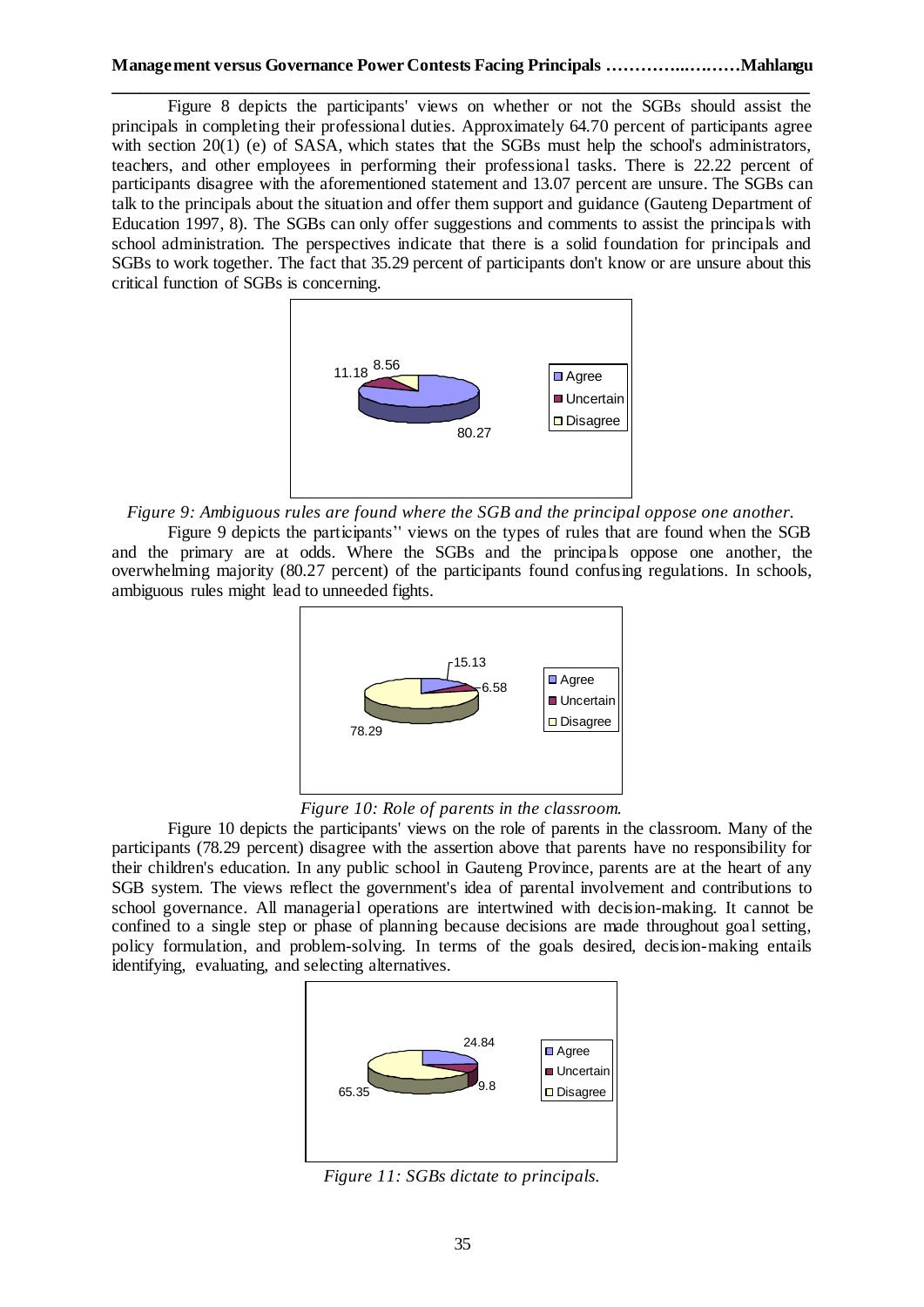Figure 8 depicts the participants' views on whether or not the SGBs should assist the principals in completing their professional duties. Approximately 64.70 percent of participants agree with section 20(1) (e) of SASA, which states that the SGBs must help the school's administrators, teachers, and other employees in performing their professional tasks. There is 22.22 percent of participants disagree with the aforementioned statement and 13.07 percent are unsure. The SGBs can talk to the principals about the situation and offer them support and guidance (Gauteng Department of Education 1997, 8). The SGBs can only offer suggestions and comments to assist the principals with school administration. The perspectives indicate that there is a solid foundation for principals and SGBs to work together. The fact that 35.29 percent of participants don't know or are unsure about this critical function of SGBs is concerning.

*Figure 9: Ambiguous rules are found where the SGB and the principal oppose one another.*

Figure 9 depicts the participants'' views on the types of rules that are found when the SGB and the primary are at odds. Where the SGBs and the principals oppose one another, the overwhelming majority (80.27 percent) of the participants found confusing regulations. In schools, ambiguous rules might lead to unneeded fights.

*Figure 10: Role of parents in the classroom.*

Figure 10 depicts the participants' views on the role of parents in the classroom. Many of the participants (78.29 percent) disagree with the assertion above that parents have no responsibility for their children's education. In any public school in Gauteng Province, parents are at the heart of any SGB system. The views reflect the government's idea of parental involvement and contributions to school governance. All managerial operations are intertwined with decision-making. It cannot be confined to a single step or phase of planning because decisions are made throughout goal setting, policy formulation, and problem-solving. In terms of the goals desired, decision-making entails identifying, evaluating, and selecting alternatives.

*Figure 11: SGBs dictate to principals.*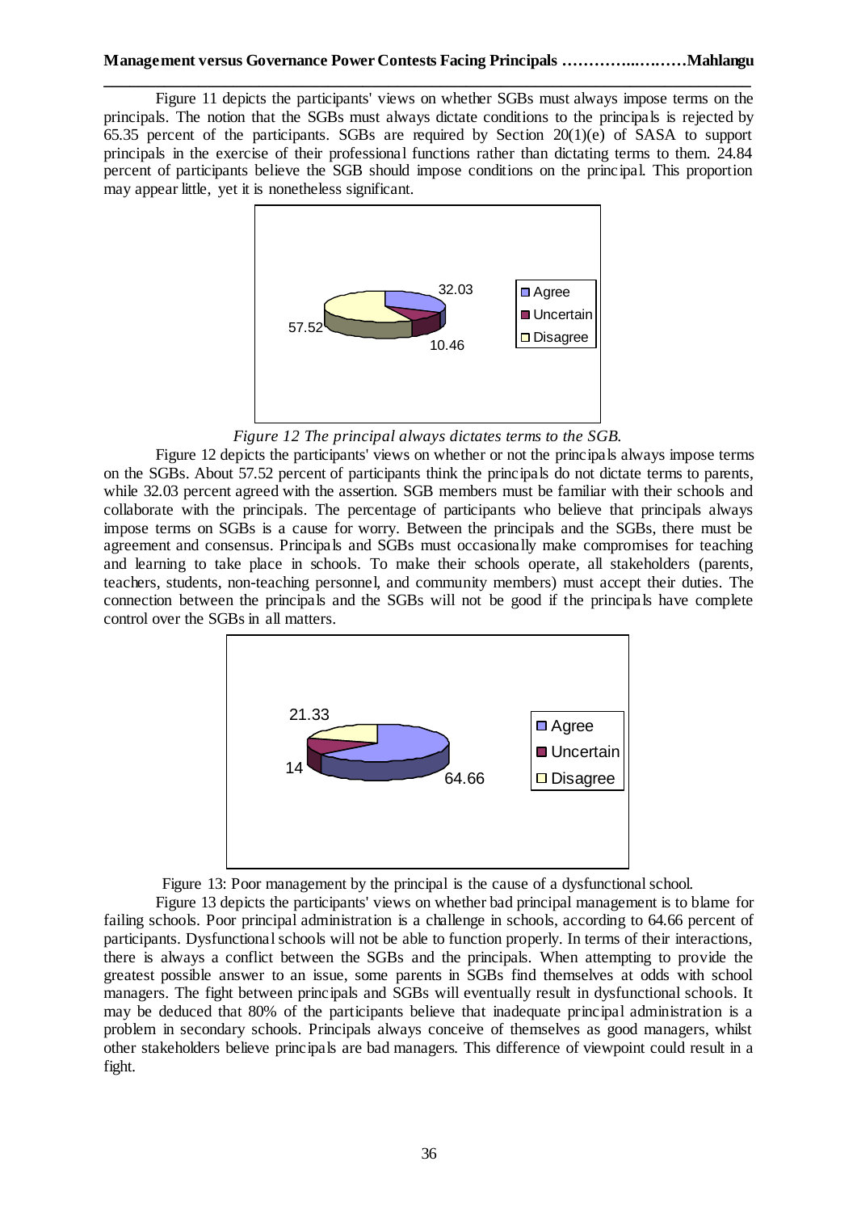Figure 11 depicts the participants' views on whether SGBs must always impose terms on the principals. The notion that the SGBs must always dictate conditions to the principals is rejected by 65.35 percent of the participants. SGBs are required by Section 20(1)(e) of SASA to support principals in the exercise of their professional functions rather than dictating terms to them. 24.84 percent of participants believe the SGB should impose conditions on the principal. This proportion may appear little, yet it is nonetheless significant.

*Figure 12 The principal always dictates terms to the SGB.*

Figure 12 depicts the participants' views on whether or not the principals always impose terms on the SGBs. About 57.52 percent of participants think the principals do not dictate terms to parents, while 32.03 percent agreed with the assertion. SGB members must be familiar with their schools and collaborate with the principals. The percentage of participants who believe that principals always impose terms on SGBs is a cause for worry. Between the principals and the SGBs, there must be agreement and consensus. Principals and SGBs must occasionally make compromises for teaching and learning to take place in schools. To make their schools operate, all stakeholders (parents, teachers, students, non-teaching personnel, and community members) must accept their duties. The connection between the principals and the SGBs will not be good if the principals have complete control over the SGBs in all matters.

Figure 13: Poor management by the principal is the cause of a dysfunctional school.

Figure 13 depicts the participants' views on whether bad principal management is to blame for failing schools. Poor principal administration is a challenge in schools, according to 64.66 percent of participants. Dysfunctional schools will not be able to function properly. In terms of their interactions, there is always a conflict between the SGBs and the principals. When attempting to provide the greatest possible answer to an issue, some parents in SGBs find themselves at odds with school managers. The fight between principals and SGBs will eventually result in dysfunctional schools. It may be deduced that 80% of the participants believe that inadequate principal administration is a problem in secondary schools. Principals always conceive of themselves as good managers, whilst other stakeholders believe principals are bad managers. This difference of viewpoint could result in a fight.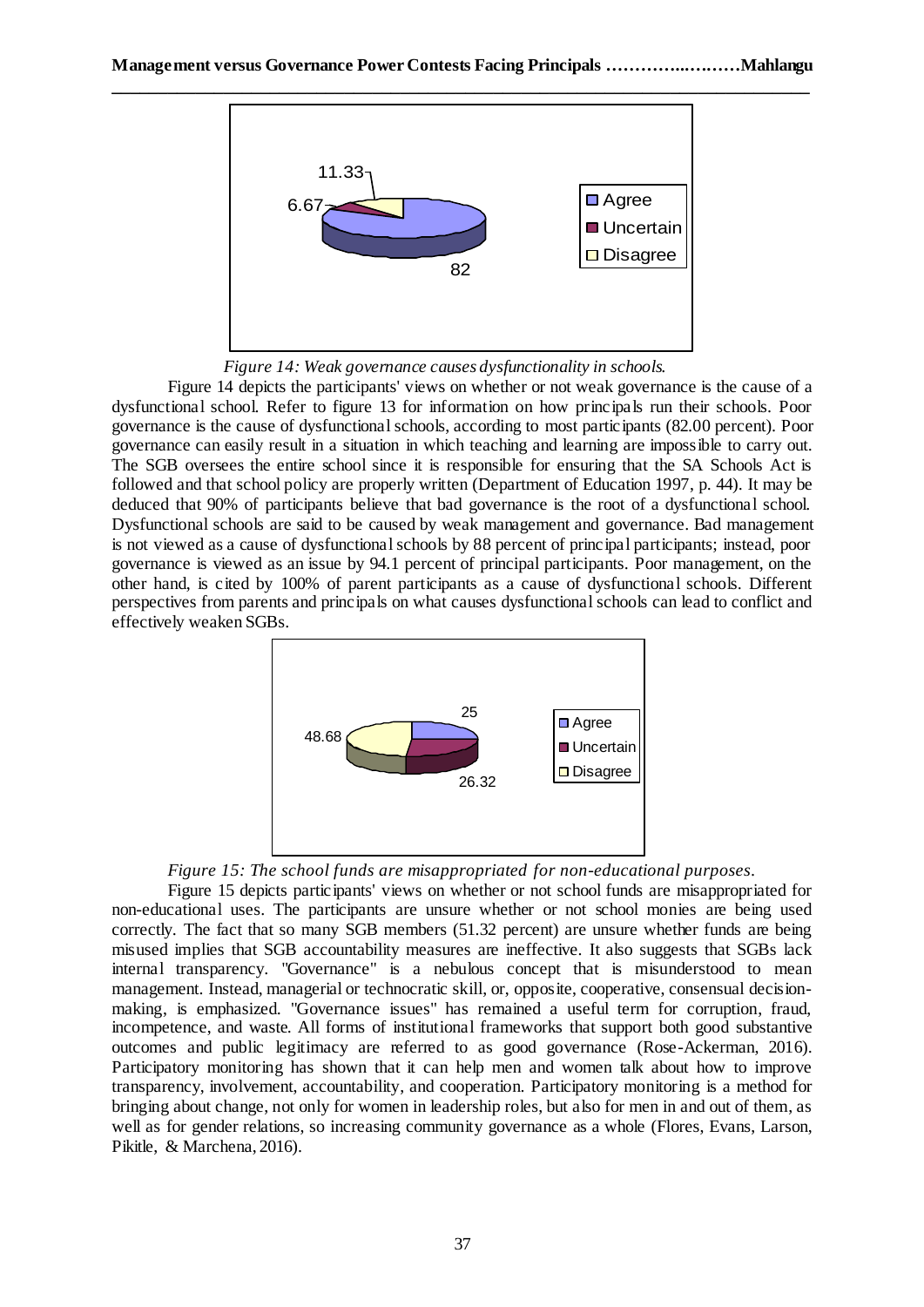*Figure 14: Weak governance causes dysfunctionality in schools.*

Figure 14 depicts the participants' views on whether or not weak governance is the cause of a dysfunctional school. Refer to figure 13 for information on how principals run their schools. Poor governance is the cause of dysfunctional schools, according to most participants (82.00 percent). Poor governance can easily result in a situation in which teaching and learning are impossible to carry out. The SGB oversees the entire school since it is responsible for ensuring that the SA Schools Act is followed and that school policy are properly written (Department of Education 1997, p. 44). It may be deduced that 90% of participants believe that bad governance is the root of a dysfunctional school. Dysfunctional schools are said to be caused by weak management and governance. Bad management is not viewed as a cause of dysfunctional schools by 88 percent of principal participants; instead, poor governance is viewed as an issue by 94.1 percent of principal participants. Poor management, on the other hand, is cited by 100% of parent participants as a cause of dysfunctional schools. Different perspectives from parents and principals on what causes dysfunctional schools can lead to conflict and effectively weaken SGBs.

*Figure 15: The school funds are misappropriated for non-educational purposes.*

Figure 15 depicts participants' views on whether or not school funds are misappropriated for non-educational uses. The participants are unsure whether or not school monies are being used correctly. The fact that so many SGB members (51.32 percent) are unsure whether funds are being misused implies that SGB accountability measures are ineffective. It also suggests that SGBs lack internal transparency. "Governance" is a nebulous concept that is misunderstood to mean management. Instead, managerial or technocratic skill, or, opposite, cooperative, consensual decision-making, is emphasized. "Governance issues" has remained a useful term for corruption, fraud, incompetence, and waste. All forms of institutional frameworks that support both good substantive outcomes and public legitimacy are referred to as good governance (Rose-Ackerman, 2016). Participatory monitoring has shown that it can help men and women talk about how to improve transparency, involvement, accountability, and cooperation. Participatory monitoring is a method for bringing about change, not only for women in leadership roles, but also for men in and out of them, as well as for gender relations, so increasing community governance as a whole (Flores, Evans, Larson, Pikitle, & Marchena, 2016).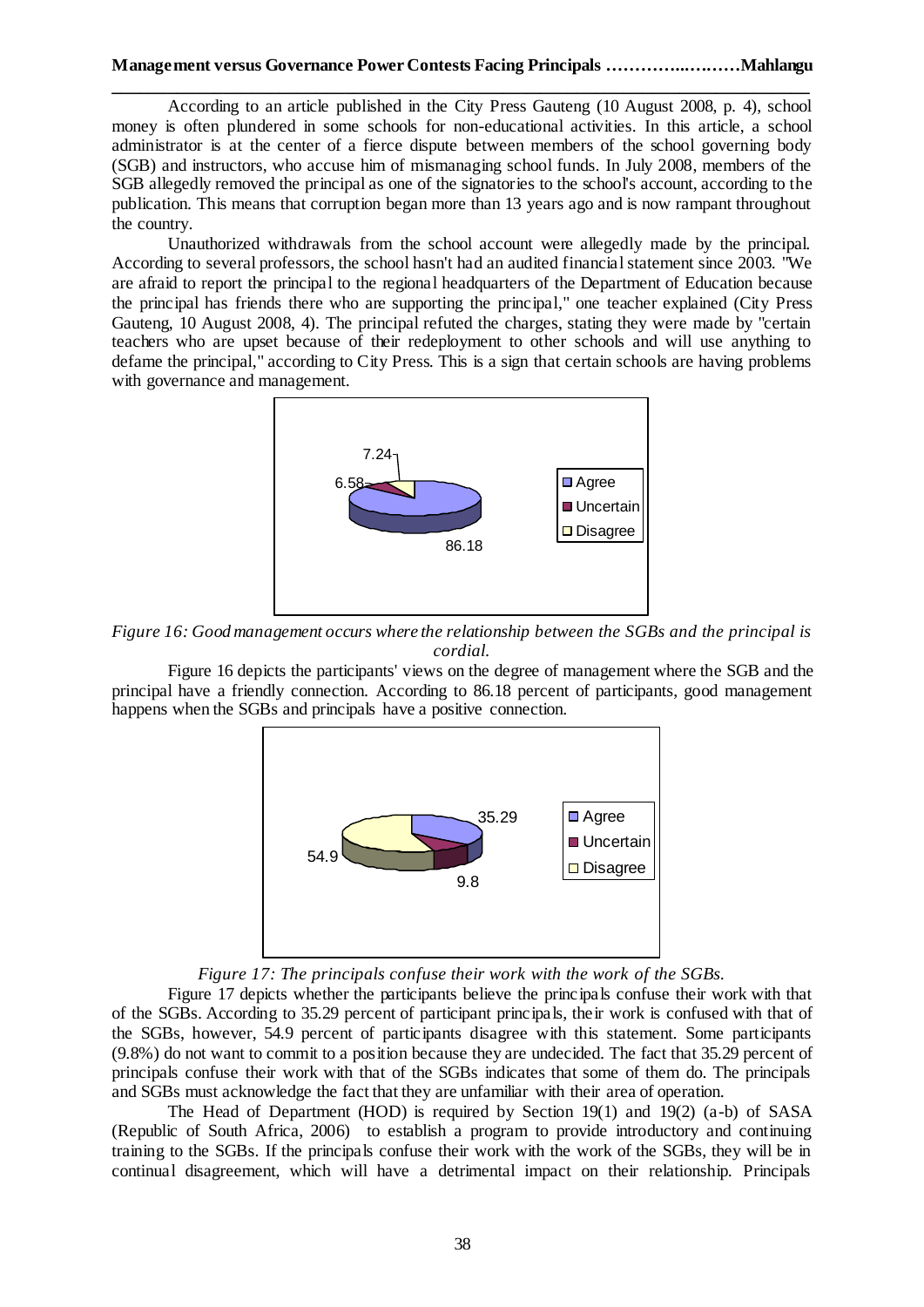According to an article published in the City Press Gauteng (10 August 2008, p. 4), school money is often plundered in some schools for non-educational activities. In this article, a school administrator is at the center of a fierce dispute between members of the school governing body (SGB) and instructors, who accuse him of mismanaging school funds. In July 2008, members of the SGB allegedly removed the principal as one of the signatories to the school's account, according to the publication. This means that corruption began more than 13 years ago and is now rampant throughout the country.

Unauthorized withdrawals from the school account were allegedly made by the principal. According to several professors, the school hasn't had an audited financial statement since 2003. "We are afraid to report the principal to the regional headquarters of the Department of Education because the principal has friends there who are supporting the principal," one teacher explained (City Press Gauteng, 10 August 2008, 4). The principal refuted the charges, stating they were made by "certain teachers who are upset because of their redeployment to other schools and will use anything to defame the principal," according to City Press. This is a sign that certain schools are having problems with governance and management.

*Figure 16: Good management occurs where the relationship between the SGBs and the principal is cordial.*

Figure 16 depicts the participants' views on the degree of management where the SGB and the principal have a friendly connection. According to 86.18 percent of participants, good management happens when the SGBs and principals have a positive connection.

*Figure 17: The principals confuse their work with the work of the SGBs.*

Figure 17 depicts whether the participants believe the principals confuse their work with that of the SGBs. According to 35.29 percent of participant principals, their work is confused with that of the SGBs, however, 54.9 percent of participants disagree with this statement. Some participants (9.8%) do not want to commit to a position because they are undecided. The fact that 35.29 percent of principals confuse their work with that of the SGBs indicates that some of them do. The principals and SGBs must acknowledge the fact that they are unfamiliar with their area of operation.

The Head of Department (HOD) is required by Section 19(1) and 19(2) (a-b) of SASA (Republic of South Africa, 2006) to establish a program to provide introductory and continuing training to the SGBs. If the principals confuse their work with the work of the SGBs, they will be in continual disagreement, which will have a detrimental impact on their relationship. Principals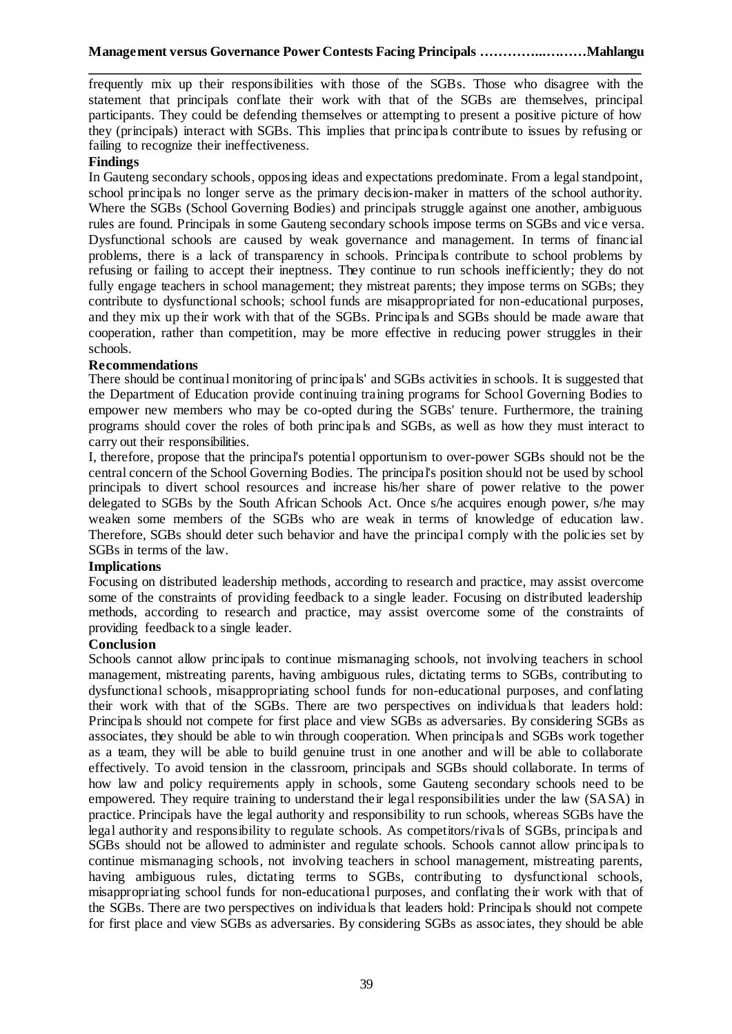frequently mix up their responsibilities with those of the SGBs. Those who disagree with the statement that principals conflate their work with that of the SGBs are themselves, principal participants. They could be defending themselves or attempting to present a positive picture of how they (principals) interact with SGBs. This implies that principals contribute to issues by refusing or failing to recognize their ineffectiveness.

**Findings**

In Gauteng secondary schools, opposing ideas and expectations predominate. From a legal standpoint, school principals no longer serve as the primary decision-maker in matters of the school authority. Where the SGBs (School Governing Bodies) and principals struggle against one another, ambiguous rules are found. Principals in some Gauteng secondary schools impose terms on SGBs and vice versa. Dysfunctional schools are caused by weak governance and management. In terms of financial problems, there is a lack of transparency in schools. Principals contribute to school problems by refusing or failing to accept their ineptness. They continue to run schools inefficiently; they do not fully engage teachers in school management; they mistreat parents; they impose terms on SGBs; they contribute to dysfunctional schools; school funds are misappropriated for non-educational purposes, and they mix up their work with that of the SGBs. Principals and SGBs should be made aware that cooperation, rather than competition, may be more effective in reducing power struggles in their schools.

**Recommendations**

There should be continual monitoring of principals' and SGBs activities in schools. It is suggested that the Department of Education provide continuing training programs for School Governing Bodies to empower new members who may be co-opted during the SGBs' tenure. Furthermore, the training programs should cover the roles of both principals and SGBs, as well as how they must interact to carry out their responsibilities.

I, therefore, propose that the principal's potential opportunism to over-power SGBs should not be the central concern of the School Governing Bodies. The principal's position should not be used by school principals to divert school resources and increase his/her share of power relative to the power delegated to SGBs by the South African Schools Act. Once s/he acquires enough power, s/he may weaken some members of the SGBs who are weak in terms of knowledge of education law. Therefore, SGBs should deter such behavior and have the principal comply with the policies set by SGBs in terms of the law.

**Implications**

Focusing on distributed leadership methods, according to research and practice, may assist overcome some of the constraints of providing feedback to a single leader. Focusing on distributed leadership methods, according to research and practice, may assist overcome some of the constraints of providing feedback to a single leader.

**Conclusion**

Schools cannot allow principals to continue mismanaging schools, not involving teachers in school management, mistreating parents, having ambiguous rules, dictating terms to SGBs, contributing to dysfunctional schools, misappropriating school funds for non-educational purposes, and conflating their work with that of the SGBs. There are two perspectives on individuals that leaders hold: Principals should not compete for first place and view SGBs as adversaries. By considering SGBs as associates, they should be able to win through cooperation. When principals and SGBs work together as a team, they will be able to build genuine trust in one another and will be able to collaborate effectively. To avoid tension in the classroom, principals and SGBs should collaborate. In terms of how law and policy requirements apply in schools, some Gauteng secondary schools need to be empowered. They require training to understand their legal responsibilities under the law (SASA) in practice. Principals have the legal authority and responsibility to run schools, whereas SGBs have the legal authority and responsibility to regulate schools. As competitors/rivals of SGBs, principals and SGBs should not be allowed to administer and regulate schools. Schools cannot allow principals to continue mismanaging schools, not involving teachers in school management, mistreating parents, having ambiguous rules, dictating terms to SGBs, contributing to dysfunctional schools, misappropriating school funds for non-educational purposes, and conflating their work with that of the SGBs. There are two perspectives on individuals that leaders hold: Principals should not compete for first place and view SGBs as adversaries. By considering SGBs as associates, they should be able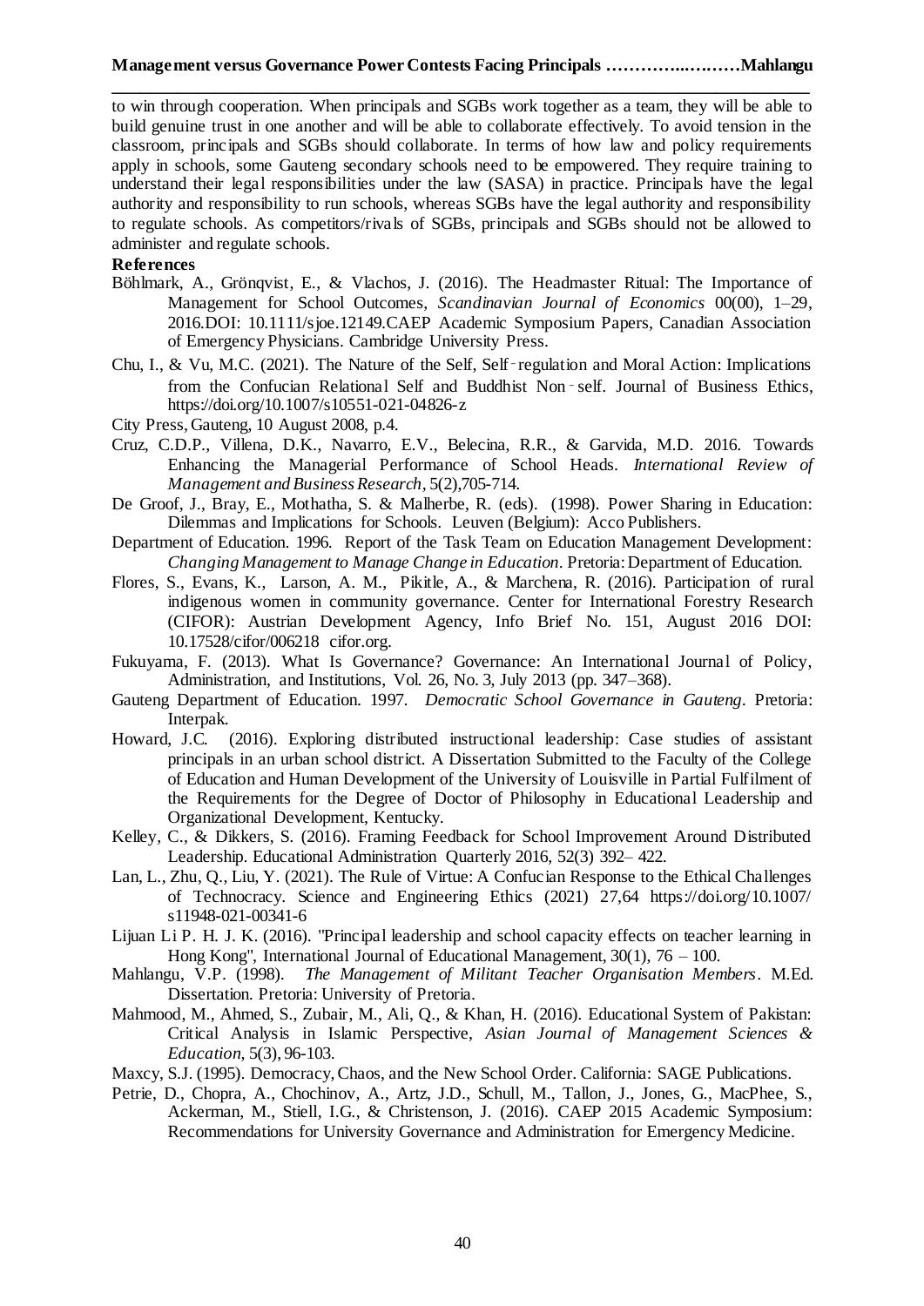to win through cooperation. When principals and SGBs work together as a team, they will be able to build genuine trust in one another and will be able to collaborate effectively. To avoid tension in the classroom, principals and SGBs should collaborate. In terms of how law and policy requirements apply in schools, some Gauteng secondary schools need to be empowered. They require training to understand their legal responsibilities under the law (SASA) in practice. Principals have the legal authority and responsibility to run schools, whereas SGBs have the legal authority and responsibility to regulate schools. As competitors/rivals of SGBs, principals and SGBs should not be allowed to administer and regulate schools.

**References**

Böhlmark, A., Grönqvist, E., & Vlachos, J. (2016). The Headmaster Ritual: The Importance of Management for School Outcomes, *Scandinavian Journal of Economics* 00(00), 1–29, 2016.DOI: 10.1111/sjoe.12149.CAEP Academic Symposium Papers, Canadian Association of Emergency Physicians. Cambridge University Press.

Chu, I., & Vu, M.C. (2021). The Nature of the Self, Self‑regulation and Moral Action: Implications from the Confucian Relational Self and Buddhist Non‑self. Journal of Business Ethics, https://doi.org/10.1007/s10551-021-04826-z

City Press, Gauteng, 10 August 2008, p.4.

Cruz, C.D.P., Villena, D.K., Navarro, E.V., Belecina, R.R., & Garvida, M.D. 2016. Towards Enhancing the Managerial Performance of School Heads. *International Review of Management and Business Research*, 5(2),705-714.

De Groof, J., Bray, E., Mothatha, S. & Malherbe, R. (eds). (1998). Power Sharing in Education: Dilemmas and Implications for Schools. Leuven (Belgium): Acco Publishers.

Department of Education. 1996. Report of the Task Team on Education Management Development: *Changing Management to Manage Change in Education*. Pretoria: Department of Education.

Flores, S., Evans, K., Larson, A. M., Pikitle, A., & Marchena, R. (2016). Participation of rural indigenous women in community governance. Center for International Forestry Research (CIFOR): Austrian Development Agency, Info Brief No. 151, August 2016 DOI: 10.17528/cifor/006218 cifor.org.

Fukuyama, F. (2013). What Is Governance? Governance: An International Journal of Policy, Administration, and Institutions, Vol. 26, No. 3, July 2013 (pp. 347–368).

Gauteng Department of Education. 1997. *Democratic School Governance in Gauteng*. Pretoria: Interpak.

Howard, J.C. (2016). Exploring distributed instructional leadership: Case studies of assistant principals in an urban school district. A Dissertation Submitted to the Faculty of the College of Education and Human Development of the University of Louisville in Partial Fulfilment of the Requirements for the Degree of Doctor of Philosophy in Educational Leadership and Organizational Development, Kentucky.

Kelley, C., & Dikkers, S. (2016). Framing Feedback for School Improvement Around Distributed Leadership. Educational Administration Quarterly 2016, 52(3) 392– 422.

Lan, L., Zhu, Q., Liu, Y. (2021). The Rule of Virtue: A Confucian Response to the Ethical Challenges of Technocracy. Science and Engineering Ethics (2021) 27,64 https://doi.org/10.1007/s11948-021-00341-6

Lijuan Li P. H. J. K. (2016). "Principal leadership and school capacity effects on teacher learning in Hong Kong", International Journal of Educational Management, 30(1), 76 – 100.

Mahlangu, V.P. (1998). *The Management of Militant Teacher Organisation Members*. M.Ed. Dissertation. Pretoria: University of Pretoria.

Mahmood, M., Ahmed, S., Zubair, M., Ali, Q., & Khan, H. (2016). Educational System of Pakistan: Critical Analysis in Islamic Perspective, *Asian Journal of Management Sciences & Education*, 5(3), 96-103.

Maxcy, S.J. (1995). Democracy, Chaos, and the New School Order. California: SAGE Publications.

Petrie, D., Chopra, A., Chochinov, A., Artz, J.D., Schull, M., Tallon, J., Jones, G., MacPhee, S., Ackerman, M., Stiell, I.G., & Christenson, J. (2016). CAEP 2015 Academic Symposium: Recommendations for University Governance and Administration for Emergency Medicine.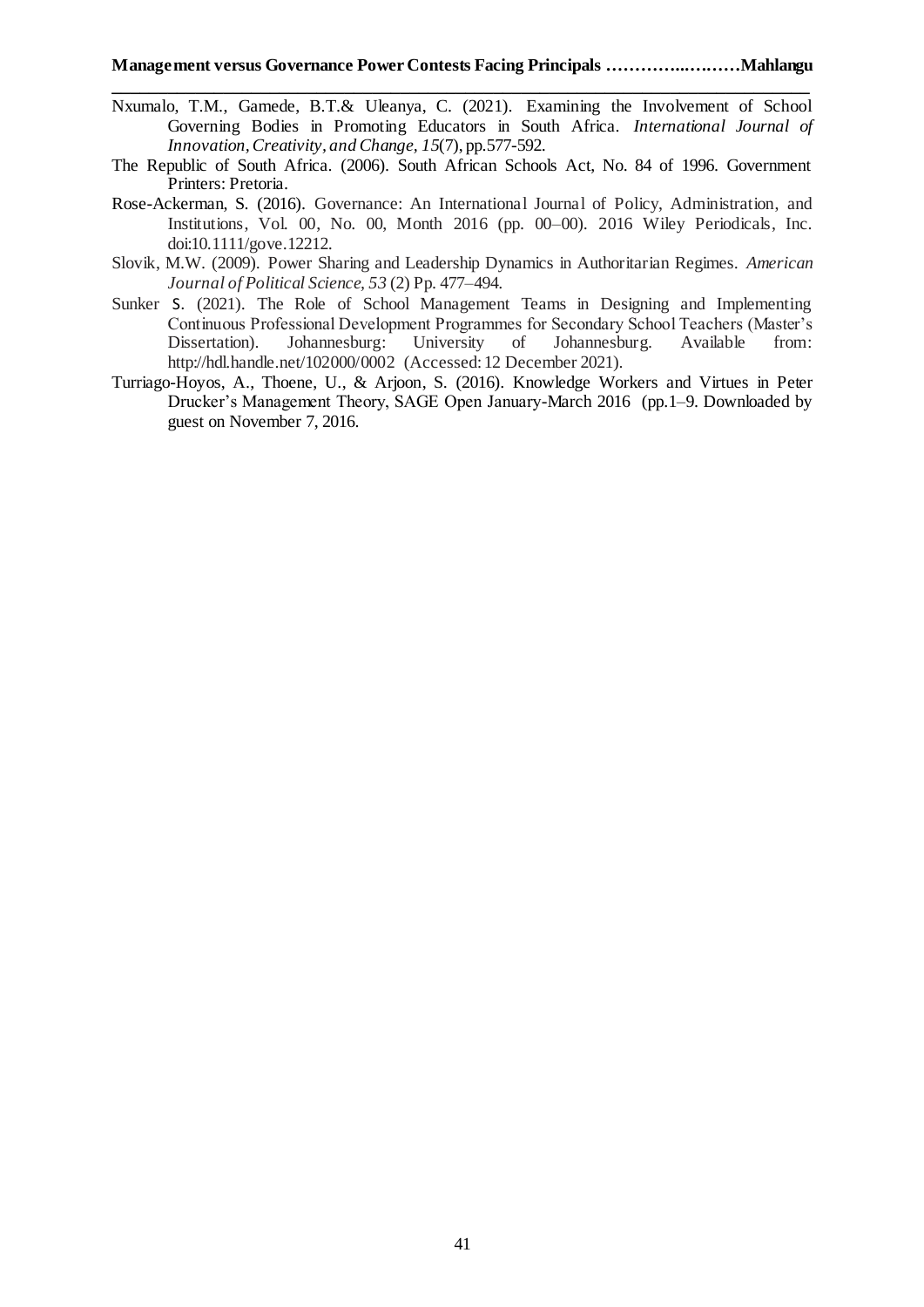Nxumalo, T.M., Gamede, B.T.& Uleanya, C. (2021). Examining the Involvement of School Governing Bodies in Promoting Educators in South Africa. *International Journal of Innovation, Creativity, and Change, 15*(7), pp.577-592.

The Republic of South Africa. (2006). South African Schools Act, No. 84 of 1996. Government Printers: Pretoria.

Rose-Ackerman, S. (2016). Governance: An International Journal of Policy, Administration, and Institutions, Vol. 00, No. 00, Month 2016 (pp. 00–00). 2016 Wiley Periodicals, Inc. doi:10.1111/gove.12212.

Slovik, M.W. (2009). Power Sharing and Leadership Dynamics in Authoritarian Regimes. *American Journal of Political Science, 53* (2) Pp. 477–494.

Sunker S. (2021). The Role of School Management Teams in Designing and Implementing Continuous Professional Development Programmes for Secondary School Teachers (Master's Dissertation). Johannesburg: University of Johannesburg. Available from: http://hdl.handle.net/102000/0002 (Accessed: 12 December 2021).

Turriago-Hoyos, A., Thoene, U., & Arjoon, S. (2016). Knowledge Workers and Virtues in Peter Drucker's Management Theory, SAGE Open January-March 2016 (pp.1–9. Downloaded by guest on November 7, 2016.